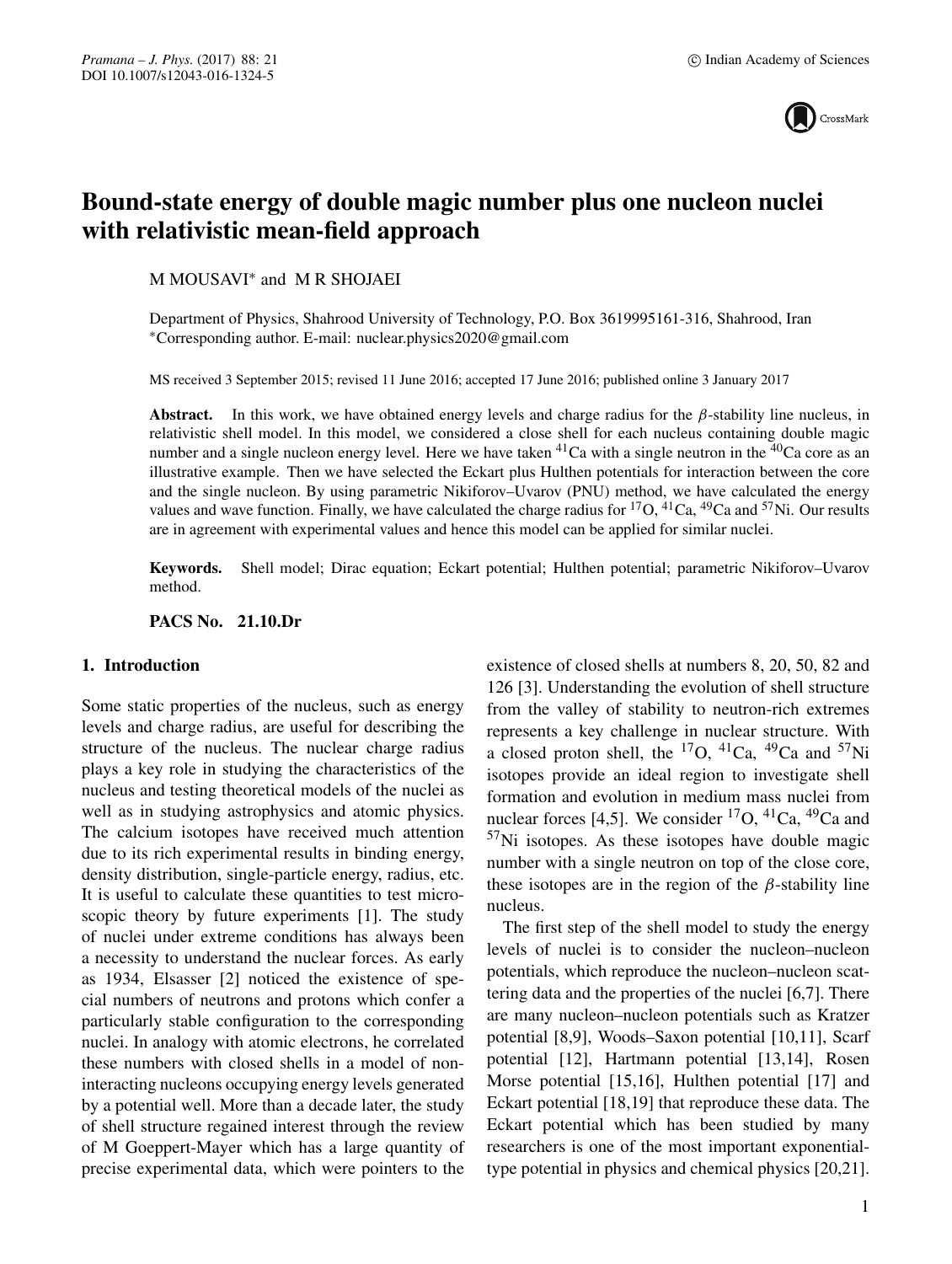# Bound-state energy of double magic number plus one nucleon nuclei with relativistic mean-field approach

M MOUSAVI* and M R SHOJAEI

Department of Physics, Shahrood University of Technology, P.O. Box 3619995161-316, Shahrood, Iran
*Corresponding author. E-mail: nuclear.physics2020@gmail.com

MS received 3 September 2015; revised 11 June 2016; accepted 17 June 2016; published online 3 January 2017

**Abstract.** In this work, we have obtained energy levels and charge radius for the $\beta$-stability line nucleus, in relativistic shell model. In this model, we considered a close shell for each nucleus containing double magic number and a single nucleon energy level. Here we have taken $^{41}Ca$ with a single neutron in the $^{40}Ca$ core as an illustrative example. Then we have selected the Eckart plus Hulthen potentials for interaction between the core and the single nucleon. By using parametric Nikiforov–Uvarov (PNU) method, we have calculated the energy values and wave function. Finally, we have calculated the charge radius for $^{17}O$, $^{41}Ca$, $^{49}Ca$ and $^{57}Ni$. Our results are in agreement with experimental values and hence this model can be applied for similar nuclei.

**Keywords.** Shell model; Dirac equation; Eckart potential; Hulthen potential; parametric Nikiforov–Uvarov method.

**PACS No. 21.10.Dr**

## 1. Introduction

Some static properties of the nucleus, such as energy levels and charge radius, are useful for describing the structure of the nucleus. The nuclear charge radius plays a key role in studying the characteristics of the nucleus and testing theoretical models of the nuclei as well as in studying astrophysics and atomic physics. The calcium isotopes have received much attention due to its rich experimental results in binding energy, density distribution, single-particle energy, radius, etc. It is useful to calculate these quantities to test microscopic theory by future experiments [1]. The study of nuclei under extreme conditions has always been a necessity to understand the nuclear forces. As early as 1934, Elsasser [2] noticed the existence of special numbers of neutrons and protons which confer a particularly stable configuration to the corresponding nuclei. In analogy with atomic electrons, he correlated these numbers with closed shells in a model of non-interacting nucleons occupying energy levels generated by a potential well. More than a decade later, the study of shell structure regained interest through the review of M Goeppert-Mayer which has a large quantity of precise experimental data, which were pointers to the existence of closed shells at numbers 8, 20, 50, 82 and 126 [3]. Understanding the evolution of shell structure from the valley of stability to neutron-rich extremes represents a key challenge in nuclear structure. With a closed proton shell, the $^{17}O$, $^{41}Ca$, $^{49}Ca$ and $^{57}Ni$ isotopes provide an ideal region to investigate shell formation and evolution in medium mass nuclei from nuclear forces [4,5]. We consider $^{17}O$, $^{41}Ca$, $^{49}Ca$ and $^{57}Ni$ isotopes. As these isotopes have double magic number with a single neutron on top of the close core, these isotopes are in the region of the $\beta$-stability line nucleus.

The first step of the shell model to study the energy levels of nuclei is to consider the nucleon–nucleon potentials, which reproduce the nucleon–nucleon scattering data and the properties of the nuclei [6,7]. There are many nucleon–nucleon potentials such as Kratzer potential [8,9], Woods–Saxon potential [10,11], Scarf potential [12], Hartmann potential [13,14], Rosen Morse potential [15,16], Hulthen potential [17] and Eckart potential [18,19] that reproduce these data. The Eckart potential which has been studied by many researchers is one of the most important exponential-type potential in physics and chemical physics [20,21].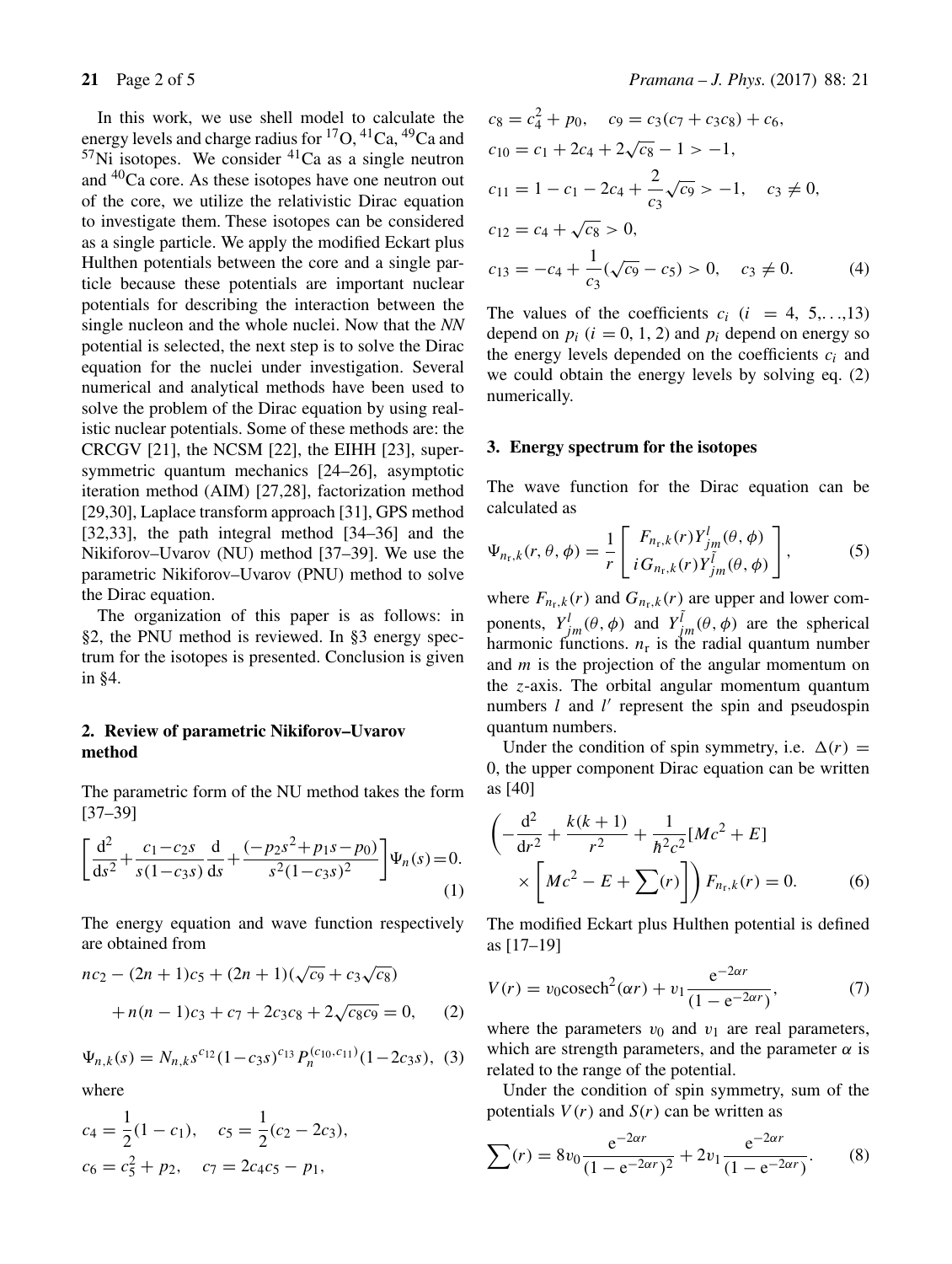In this work, we use shell model to calculate the energy levels and charge radius for $^{17}$O, $^{41}$Ca, $^{49}$Ca and $^{57}$Ni isotopes. We consider $^{41}$Ca as a single neutron and $^{40}$Ca core. As these isotopes have one neutron out of the core, we utilize the relativistic Dirac equation to investigate them. These isotopes can be considered as a single particle. We apply the modified Eckart plus Hulthen potentials between the core and a single particle because these potentials are important nuclear potentials for describing the interaction between the single nucleon and the whole nuclei. Now that the *NN* potential is selected, the next step is to solve the Dirac equation for the nuclei under investigation. Several numerical and analytical methods have been used to solve the problem of the Dirac equation by using realistic nuclear potentials. Some of these methods are: the CRCGV [21], the NCSM [22], the EIHH [23], supersymmetric quantum mechanics [24–26], asymptotic iteration method (AIM) [27,28], factorization method [29,30], Laplace transform approach [31], GPS method [32,33], the path integral method [34–36] and the Nikiforov–Uvarov (NU) method [37–39]. We use the parametric Nikiforov–Uvarov (PNU) method to solve the Dirac equation.

The organization of this paper is as follows: in §2, the PNU method is reviewed. In §3 energy spectrum for the isotopes is presented. Conclusion is given in §4.

## 2. Review of parametric Nikiforov–Uvarov method

The parametric form of the NU method takes the form [37–39]

$$\left[\frac{\mathrm{d}^2}{\mathrm{d}s^2}+\frac{c_1-c_2 s}{s(1-c_3 s)}\frac{\mathrm{d}}{\mathrm{d}s}+\frac{(-p_2 s^2+p_1 s-p_0)}{s^2(1-c_3 s)^2}\right]\Psi_n(s)=0. \tag{1}$$

The energy equation and wave function respectively are obtained from

$$nc_2-(2n+1)c_5+(2n+1)(\sqrt{c_9}+c_3\sqrt{c_8}) + n(n-1)c_3+c_7+2c_3c_8+2\sqrt{c_8c_9}=0, \tag{2}$$

$$\Psi_{n,k}(s)=N_{n,k}s^{c_{12}}(1-c_3 s)^{c_{13}}P_n^{(c_{10},c_{11})}(1-2c_3 s), \tag{3}$$

where

$$\begin{aligned}
&c_4=\frac{1}{2}(1-c_1),\quad c_5=\frac{1}{2}(c_2-2c_3),\\
&c_6=c_5^2+p_2,\quad c_7=2c_4c_5-p_1,\\
&c_8=c_4^2+p_0,\quad c_9=c_3(c_7+c_3c_8)+c_6,\\
&c_{10}=c_1+2c_4+2\sqrt{c_8}-1>-1,\\
&c_{11}=1-c_1-2c_4+\frac{2}{c_3}\sqrt{c_9}>-1,\quad c_3\neq 0,\\
&c_{12}=c_4+\sqrt{c_8}>0,\\
&c_{13}=-c_4+\frac{1}{c_3}(\sqrt{c_9}-c_5)>0,\quad c_3\neq 0.
\end{aligned} \tag{4}$$

The values of the coefficients $c_i$ ($i = 4, 5, \ldots, 13$) depend on $p_i$ ($i = 0, 1, 2$) and $p_i$ depend on energy so the energy levels depended on the coefficients $c_i$ and we could obtain the energy levels by solving eq. (2) numerically.

## 3. Energy spectrum for the isotopes

The wave function for the Dirac equation can be calculated as

$$\Psi_{n_r,k}(r,\theta,\phi)=\frac{1}{r}\begin{bmatrix} F_{n_r,k}(r)Y_{jm}^{l}(\theta,\phi)\\ iG_{n_r,k}(r)Y_{jm}^{\tilde{l}}(\theta,\phi)\end{bmatrix}, \tag{5}$$

where $F_{n_r,k}(r)$ and $G_{n_r,k}(r)$ are upper and lower components, $Y_{jm}^{l}(\theta,\phi)$ and $Y_{jm}^{\tilde{l}}(\theta,\phi)$ are the spherical harmonic functions. $n_r$ is the radial quantum number and $m$ is the projection of the angular momentum on the $z$-axis. The orbital angular momentum quantum numbers $l$ and $l'$ represent the spin and pseudospin quantum numbers.

Under the condition of spin symmetry, i.e. $\Delta(r) = 0$, the upper component Dirac equation can be written as [40]

$$\left(-\frac{\mathrm{d}^2}{\mathrm{d}r^2}+\frac{k(k+1)}{r^2}+\frac{1}{\hbar^2c^2}[Mc^2+E] \times\left[Mc^2-E+\sum(r)\right]\right)F_{n_r,k}(r)=0. \tag{6}$$

The modified Eckart plus Hulthen potential is defined as [17–19]

$$V(r)=v_0\,\mathrm{cosech}^2(\alpha r)+v_1\frac{\mathrm{e}^{-2\alpha r}}{(1-\mathrm{e}^{-2\alpha r})}, \tag{7}$$

where the parameters $v_0$ and $v_1$ are real parameters, which are strength parameters, and the parameter $\alpha$ is related to the range of the potential.

Under the condition of spin symmetry, sum of the potentials $V(r)$ and $S(r)$ can be written as

$$\sum(r)=8v_0\frac{\mathrm{e}^{-2\alpha r}}{(1-\mathrm{e}^{-2\alpha r})^2}+2v_1\frac{\mathrm{e}^{-2\alpha r}}{(1-\mathrm{e}^{-2\alpha r})}. \tag{8}$$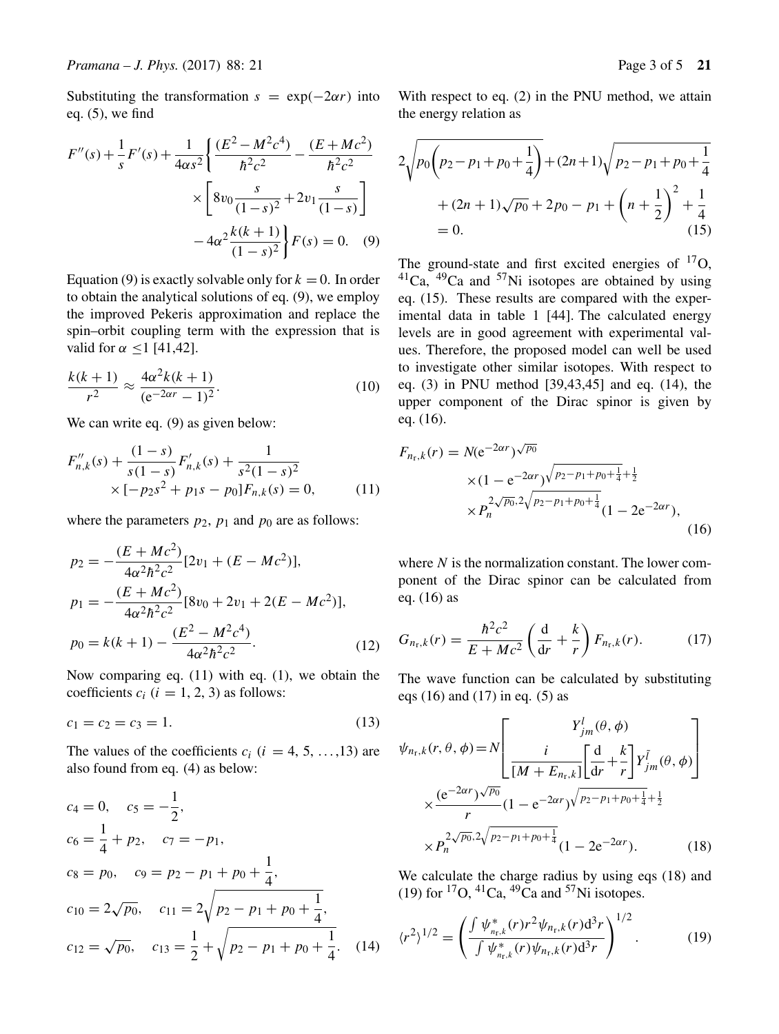Substituting the transformation $s = \exp(-2\alpha r)$ into eq. (5), we find

$$F''(s) + \frac{1}{s}F'(s) + \frac{1}{4\alpha s^2}\Bigg\{\frac{(E^2 - M^2c^4)}{\hbar^2c^2} - \frac{(E + Mc^2)}{\hbar^2c^2} \times \left[8v_0\frac{s}{(1-s)^2} + 2v_1\frac{s}{(1-s)}\right] - 4\alpha^2\frac{k(k+1)}{(1-s)^2}\Bigg\}F(s) = 0. \quad (9)$$

Equation (9) is exactly solvable only for $k = 0$. In order to obtain the analytical solutions of eq. (9), we employ the improved Pekeris approximation and replace the spin–orbit coupling term with the expression that is valid for $\alpha \leq 1$ [41,42].

$$\frac{k(k+1)}{r^2} \approx \frac{4\alpha^2 k(k+1)}{(\mathrm{e}^{-2\alpha r} - 1)^2}. \quad (10)$$

We can write eq. (9) as given below:

$$F''_{n,k}(s) + \frac{(1-s)}{s(1-s)}F'_{n,k}(s) + \frac{1}{s^2(1-s)^2} \times [-p_2 s^2 + p_1 s - p_0]F_{n,k}(s) = 0, \quad (11)$$

where the parameters $p_2$, $p_1$ and $p_0$ are as follows:

$$p_2 = -\frac{(E + Mc^2)}{4\alpha^2\hbar^2c^2}[2v_1 + (E - Mc^2)],$$
$$p_1 = -\frac{(E + Mc^2)}{4\alpha^2\hbar^2c^2}[8v_0 + 2v_1 + 2(E - Mc^2)],$$
$$p_0 = k(k+1) - \frac{(E^2 - M^2c^4)}{4\alpha^2\hbar^2c^2}. \quad (12)$$

Now comparing eq. (11) with eq. (1), we obtain the coefficients $c_i$ ($i = 1, 2, 3$) as follows:

$$c_1 = c_2 = c_3 = 1. \quad (13)$$

The values of the coefficients $c_i$ ($i = 4, 5, \ldots, 13$) are also found from eq. (4) as below:

$$c_4 = 0, \quad c_5 = -\frac{1}{2},$$
$$c_6 = \frac{1}{4} + p_2, \quad c_7 = -p_1,$$
$$c_8 = p_0, \quad c_9 = p_2 - p_1 + p_0 + \frac{1}{4},$$
$$c_{10} = 2\sqrt{p_0}, \quad c_{11} = 2\sqrt{p_2 - p_1 + p_0 + \frac{1}{4}},$$
$$c_{12} = \sqrt{p_0}, \quad c_{13} = \frac{1}{2} + \sqrt{p_2 - p_1 + p_0 + \frac{1}{4}}. \quad (14)$$

With respect to eq. (2) in the PNU method, we attain the energy relation as

$$2\sqrt{p_0\left(p_2 - p_1 + p_0 + \frac{1}{4}\right)} + (2n+1)\sqrt{p_2 - p_1 + p_0 + \frac{1}{4}} + (2n+1)\sqrt{p_0} + 2p_0 - p_1 + \left(n + \frac{1}{2}\right)^2 + \frac{1}{4} = 0. \quad (15)$$

The ground-state and first excited energies of $^{17}$O, $^{41}$Ca, $^{49}$Ca and $^{57}$Ni isotopes are obtained by using eq. (15). These results are compared with the experimental data in table 1 [44]. The calculated energy levels are in good agreement with experimental values. Therefore, the proposed model can well be used to investigate other similar isotopes. With respect to eq. (3) in PNU method [39,43,45] and eq. (14), the upper component of the Dirac spinor is given by eq. (16).

$$F_{n_\mathrm{r},k}(r) = N(\mathrm{e}^{-2\alpha r})^{\sqrt{p_0}} \times (1 - \mathrm{e}^{-2\alpha r})^{\sqrt{p_2 - p_1 + p_0 + \frac{1}{4}} + \frac{1}{2}} \times P_n^{2\sqrt{p_0}, 2\sqrt{p_2 - p_1 + p_0 + \frac{1}{4}}}(1 - 2\mathrm{e}^{-2\alpha r}), \quad (16)$$

where $N$ is the normalization constant. The lower component of the Dirac spinor can be calculated from eq. (16) as

$$G_{n_\mathrm{r},k}(r) = \frac{\hbar^2c^2}{E + Mc^2}\left(\frac{\mathrm{d}}{\mathrm{d}r} + \frac{k}{r}\right)F_{n_\mathrm{r},k}(r). \quad (17)$$

The wave function can be calculated by substituting eqs (16) and (17) in eq. (5) as

$$\psi_{n_\mathrm{r},k}(r, \theta, \phi) = N\begin{bmatrix} Y^l_{jm}(\theta, \phi) \\ \dfrac{i}{[M + E_{n_\mathrm{r},k}]}\left[\dfrac{\mathrm{d}}{\mathrm{d}r} + \dfrac{k}{r}\right]Y^{\tilde{l}}_{jm}(\theta, \phi)\end{bmatrix} \times \frac{(\mathrm{e}^{-2\alpha r})^{\sqrt{p_0}}}{r}(1 - \mathrm{e}^{-2\alpha r})^{\sqrt{p_2 - p_1 + p_0 + \frac{1}{4}} + \frac{1}{2}} \times P_n^{2\sqrt{p_0}, 2\sqrt{p_2 - p_1 + p_0 + \frac{1}{4}}}(1 - 2\mathrm{e}^{-2\alpha r}). \quad (18)$$

We calculate the charge radius by using eqs (18) and (19) for $^{17}$O, $^{41}$Ca, $^{49}$Ca and $^{57}$Ni isotopes.

$$\langle r^2 \rangle^{1/2} = \left(\frac{\int \psi^*_{n_\mathrm{r},k}(r) r^2 \psi_{n_\mathrm{r},k}(r)\mathrm{d}^3 r}{\int \psi^*_{n_\mathrm{r},k}(r)\psi_{n_\mathrm{r},k}(r)\mathrm{d}^3 r}\right)^{1/2}. \quad (19)$$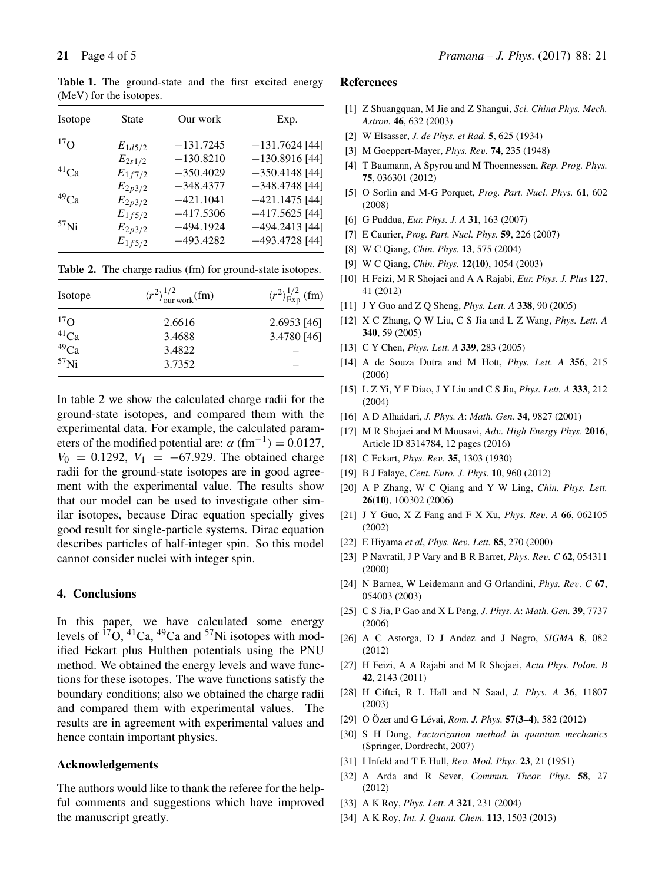**Table 1.** The ground-state and the first excited energy (MeV) for the isotopes.

| Isotope | State | Our work | Exp. |
|---|---|---|---|
| $^{17}$O | $E_{1d5/2}$ | −131.7245 | −131.7624 [44] |
| | $E_{2s1/2}$ | −130.8210 | −130.8916 [44] |
| $^{41}$Ca | $E_{1f7/2}$ | −350.4029 | −350.4148 [44] |
| | $E_{2p3/2}$ | −348.4377 | −348.4748 [44] |
| $^{49}$Ca | $E_{2p3/2}$ | −421.1041 | −421.1475 [44] |
| | $E_{1f5/2}$ | −417.5306 | −417.5625 [44] |
| $^{57}$Ni | $E_{2p3/2}$ | −494.1924 | −494.2413 [44] |
| | $E_{1f5/2}$ | −493.4282 | −493.4728 [44] |

**Table 2.** The charge radius (fm) for ground-state isotopes.

| Isotope | $\langle r^2 \rangle^{1/2}_{\text{our work}}$(fm) | $\langle r^2 \rangle^{1/2}_{\text{Exp}}$ (fm) |
|---|---|---|
| $^{17}$O | 2.6616 | 2.6953 [46] |
| $^{41}$Ca | 3.4688 | 3.4780 [46] |
| $^{49}$Ca | 3.4822 | – |
| $^{57}$Ni | 3.7352 | – |

In table 2 we show the calculated charge radii for the ground-state isotopes, and compared them with the experimental data. For example, the calculated parameters of the modified potential are: $\alpha$ (fm$^{-1}$) $= 0.0127$, $V_0 = 0.1292$, $V_1 = -67.929$. The obtained charge radii for the ground-state isotopes are in good agreement with the experimental value. The results show that our model can be used to investigate other similar isotopes, because Dirac equation specially gives good result for single-particle systems. Dirac equation describes particles of half-integer spin. So this model cannot consider nuclei with integer spin.

## 4. Conclusions

In this paper, we have calculated some energy levels of $^{17}$O, $^{41}$Ca, $^{49}$Ca and $^{57}$Ni isotopes with modified Eckart plus Hulthen potentials using the PNU method. We obtained the energy levels and wave functions for these isotopes. The wave functions satisfy the boundary conditions; also we obtained the charge radii and compared them with experimental values. The results are in agreement with experimental values and hence contain important physics.

## Acknowledgements

The authors would like to thank the referee for the helpful comments and suggestions which have improved the manuscript greatly.

## References

[1] Z Shuangquan, M Jie and Z Shangui, *Sci. China Phys. Mech. Astron.* **46**, 632 (2003)

[2] W Elsasser, *J. de Phys. et Rad.* **5**, 625 (1934)

[3] M Goeppert-Mayer, *Phys. Rev.* **74**, 235 (1948)

[4] T Baumann, A Spyrou and M Thoennessen, *Rep. Prog. Phys.* **75**, 036301 (2012)

[5] O Sorlin and M-G Porquet, *Prog. Part. Nucl. Phys.* **61**, 602 (2008)

[6] G Puddua, *Eur. Phys. J. A* **31**, 163 (2007)

[7] E Caurier, *Prog. Part. Nucl. Phys.* **59**, 226 (2007)

[8] W C Qiang, *Chin. Phys.* **13**, 575 (2004)

[9] W C Qiang, *Chin. Phys.* **12(10)**, 1054 (2003)

[10] H Feizi, M R Shojaei and A A Rajabi, *Eur. Phys. J. Plus* **127**, 41 (2012)

[11] J Y Guo and Z Q Sheng, *Phys. Lett. A* **338**, 90 (2005)

[12] X C Zhang, Q W Liu, C S Jia and L Z Wang, *Phys. Lett. A* **340**, 59 (2005)

[13] C Y Chen, *Phys. Lett. A* **339**, 283 (2005)

[14] A de Souza Dutra and M Hott, *Phys. Lett. A* **356**, 215 (2006)

[15] L Z Yi, Y F Diao, J Y Liu and C S Jia, *Phys. Lett. A* **333**, 212 (2004)

[16] A D Alhaidari, *J. Phys. A: Math. Gen.* **34**, 9827 (2001)

[17] M R Shojaei and M Mousavi, *Adv. High Energy Phys.* **2016**, Article ID 8314784, 12 pages (2016)

[18] C Eckart, *Phys. Rev.* **35**, 1303 (1930)

[19] B J Falaye, *Cent. Euro. J. Phys.* **10**, 960 (2012)

[20] A P Zhang, W C Qiang and Y W Ling, *Chin. Phys. Lett.* **26(10)**, 100302 (2006)

[21] J Y Guo, X Z Fang and F X Xu, *Phys. Rev. A* **66**, 062105 (2002)

[22] E Hiyama *et al*, *Phys. Rev. Lett.* **85**, 270 (2000)

[23] P Navratil, J P Vary and B R Barret, *Phys. Rev. C* **62**, 054311 (2000)

[24] N Barnea, W Leidemann and G Orlandini, *Phys. Rev. C* **67**, 054003 (2003)

[25] C S Jia, P Gao and X L Peng, *J. Phys. A: Math. Gen.* **39**, 7737 (2006)

[26] A C Astorga, D J Andez and J Negro, *SIGMA* **8**, 082 (2012)

[27] H Feizi, A A Rajabi and M R Shojaei, *Acta Phys. Polon. B* **42**, 2143 (2011)

[28] H Ciftci, R L Hall and N Saad, *J. Phys. A* **36**, 11807 (2003)

[29] O Özer and G Lévai, *Rom. J. Phys.* **57(3–4)**, 582 (2012)

[30] S H Dong, *Factorization method in quantum mechanics* (Springer, Dordrecht, 2007)

[31] I Infeld and T E Hull, *Rev. Mod. Phys.* **23**, 21 (1951)

[32] A Arda and R Sever, *Commun. Theor. Phys.* **58**, 27 (2012)

[33] A K Roy, *Phys. Lett. A* **321**, 231 (2004)

[34] A K Roy, *Int. J. Quant. Chem.* **113**, 1503 (2013)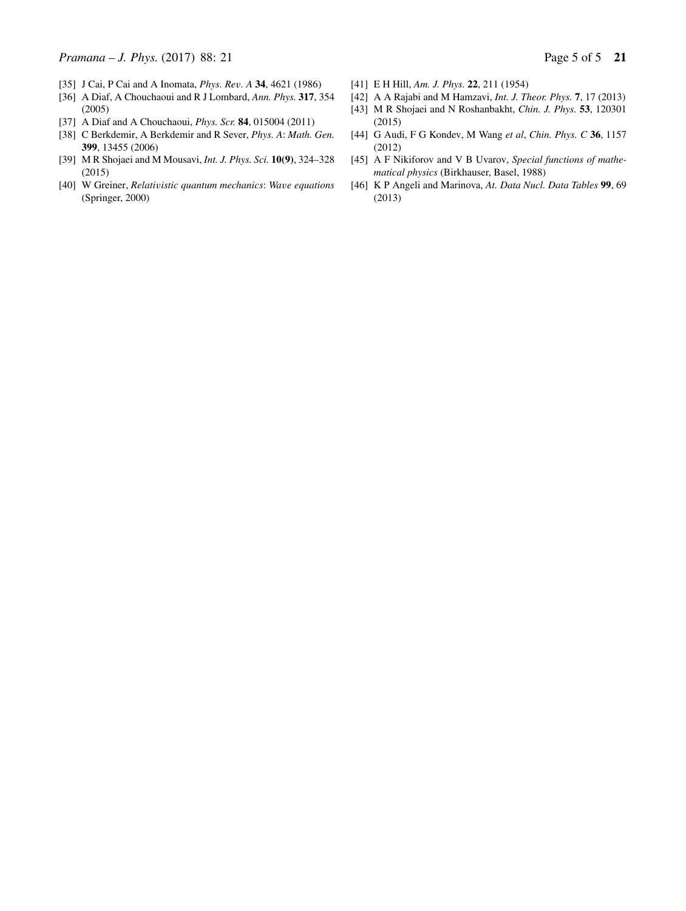[35] J Cai, P Cai and A Inomata, *Phys. Rev. A* **34**, 4621 (1986)

[36] A Diaf, A Chouchaoui and R J Lombard, *Ann. Phys.* **317**, 354 (2005)

[37] A Diaf and A Chouchaoui, *Phys. Scr.* **84**, 015004 (2011)

[38] C Berkdemir, A Berkdemir and R Sever, *Phys. A*: *Math. Gen.* **399**, 13455 (2006)

[39] M R Shojaei and M Mousavi, *Int. J. Phys. Sci.* **10(9)**, 324–328 (2015)

[40] W Greiner, *Relativistic quantum mechanics*: *Wave equations* (Springer, 2000)

[41] E H Hill, *Am. J. Phys.* **22**, 211 (1954)

[42] A A Rajabi and M Hamzavi, *Int. J. Theor. Phys.* **7**, 17 (2013)

[43] M R Shojaei and N Roshanbakht, *Chin. J. Phys.* **53**, 120301 (2015)

[44] G Audi, F G Kondev, M Wang *et al*, *Chin. Phys. C* **36**, 1157 (2012)

[45] A F Nikiforov and V B Uvarov, *Special functions of mathematical physics* (Birkhauser, Basel, 1988)

[46] K P Angeli and Marinova, *At. Data Nucl. Data Tables* **99**, 69 (2013)